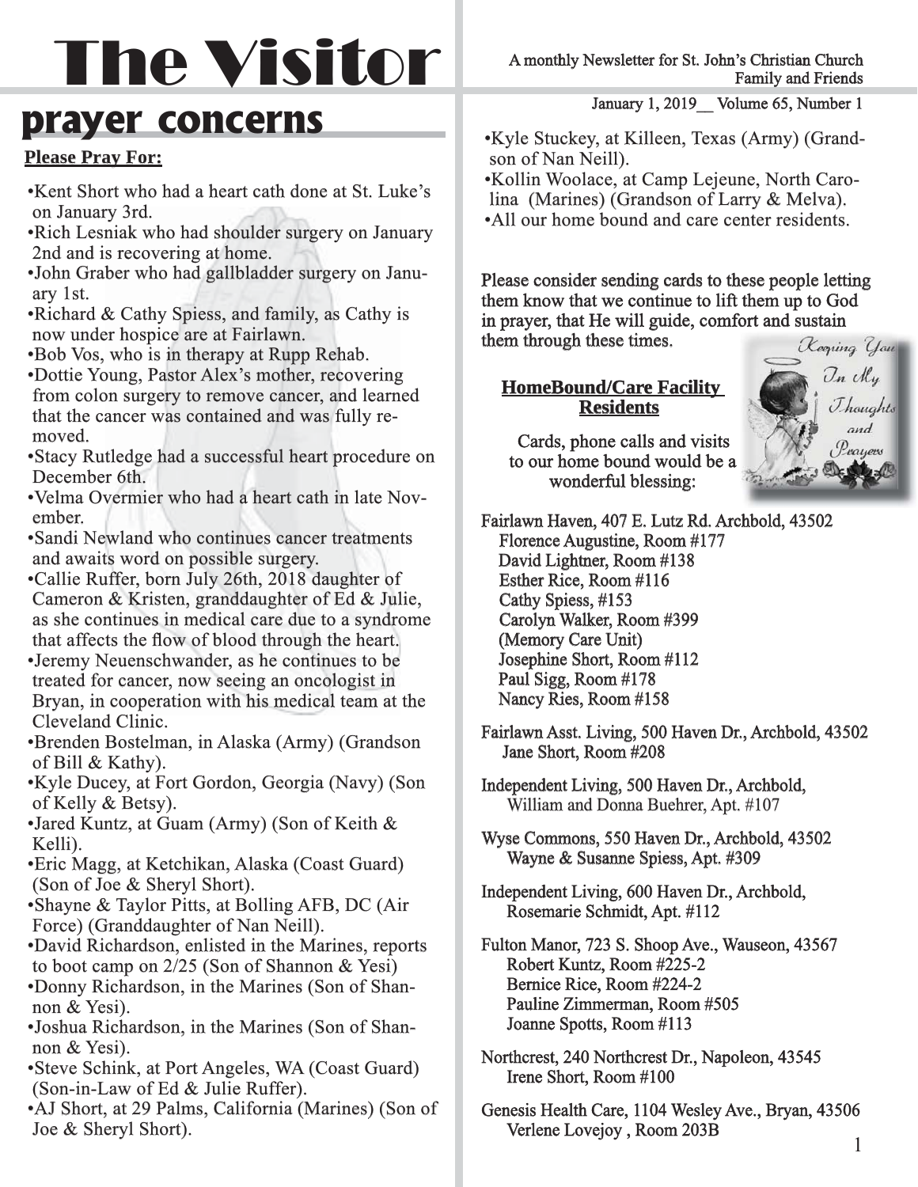# The Visitor

A monthly Newsletter for St. John's Christian Church Family and Friends

January 1, 2019__ Volume 65, Number 1

## prayer concerns

**Please Pray For:**

- Kent Short who had a heart cath done at St. Luke's on January 3rd.
- Rich Lesniak who had shoulder surgery on January 2nd and is recovering at home.
- John Graber who had gallbladder surgery on January 1st.
- Richard & Cathy Spiess, and family, as Cathy is now under hospice are at Fairlawn.
- Bob Vos, who is in therapy at Rupp Rehab.
- Dottie Young, Pastor Alex's mother, recovering from colon surgery to remove cancer, and learned that the cancer was contained and was fully removed.
- Stacy Rutledge had a successful heart procedure on December 6th.
- Velma Overmier who had a heart cath in late November.
- Sandi Newland who continues cancer treatments and awaits word on possible surgery.
- Callie Ruffer, born July 26th, 2018 daughter of Cameron & Kristen, granddaughter of Ed & Julie, as she continues in medical care due to a syndrome that affects the flow of blood through the heart.
- Jeremy Neuenschwander, as he continues to be treated for cancer, now seeing an oncologist in Bryan, in cooperation with his medical team at the Cleveland Clinic.
- Brenden Bostelman, in Alaska (Army) (Grandson of Bill & Kathy).
- Kyle Ducey, at Fort Gordon, Georgia (Navy) (Son of Kelly & Betsy).
- Jared Kuntz, at Guam (Army) (Son of Keith & Kelli).
- Eric Magg, at Ketchikan, Alaska (Coast Guard) (Son of Joe & Sheryl Short).
- Shayne & Taylor Pitts, at Bolling AFB, DC (Air Force) (Granddaughter of Nan Neill).
- David Richardson, enlisted in the Marines, reports to boot camp on 2/25 (Son of Shannon & Yesi)
- Donny Richardson, in the Marines (Son of Shannon & Yesi).
- Joshua Richardson, in the Marines (Son of Shannon & Yesi).
- Steve Schink, at Port Angeles, WA (Coast Guard) (Son-in-Law of Ed & Julie Ruffer).
- AJ Short, at 29 Palms, California (Marines) (Son of Joe & Sheryl Short).
- Kyle Stuckey, at Killeen, Texas (Army) (Grandson of Nan Neill).
- Kollin Woolace, at Camp Lejeune, North Carolina (Marines) (Grandson of Larry & Melva).
- All our home bound and care center residents.

Please consider sending cards to these people letting them know that we continue to lift them up to God in prayer, that He will guide, comfort and sustain them through these times.

**HomeBound/Care Facility Residents**

Cards, phone calls and visits to our home bound would be a wonderful blessing:

Fairlawn Haven, 407 E. Lutz Rd. Archbold, 43502
Florence Augustine, Room #177
David Lightner, Room #138
Esther Rice, Room #116
Cathy Spiess, #153
Carolyn Walker, Room #399
(Memory Care Unit)
Josephine Short, Room #112
Paul Sigg, Room #178
Nancy Ries, Room #158

Fairlawn Asst. Living, 500 Haven Dr., Archbold, 43502
Jane Short, Room #208

Independent Living, 500 Haven Dr., Archbold,
William and Donna Buehrer, Apt. #107

Wyse Commons, 550 Haven Dr., Archbold, 43502
Wayne & Susanne Spiess, Apt. #309

Independent Living, 600 Haven Dr., Archbold,
Rosemarie Schmidt, Apt. #112

Fulton Manor, 723 S. Shoop Ave., Wauseon, 43567
Robert Kuntz, Room #225-2
Bernice Rice, Room #224-2
Pauline Zimmerman, Room #505
Joanne Spotts, Room #113

Northcrest, 240 Northcrest Dr., Napoleon, 43545
Irene Short, Room #100

Genesis Health Care, 1104 Wesley Ave., Bryan, 43506
Verlene Lovejoy , Room 203B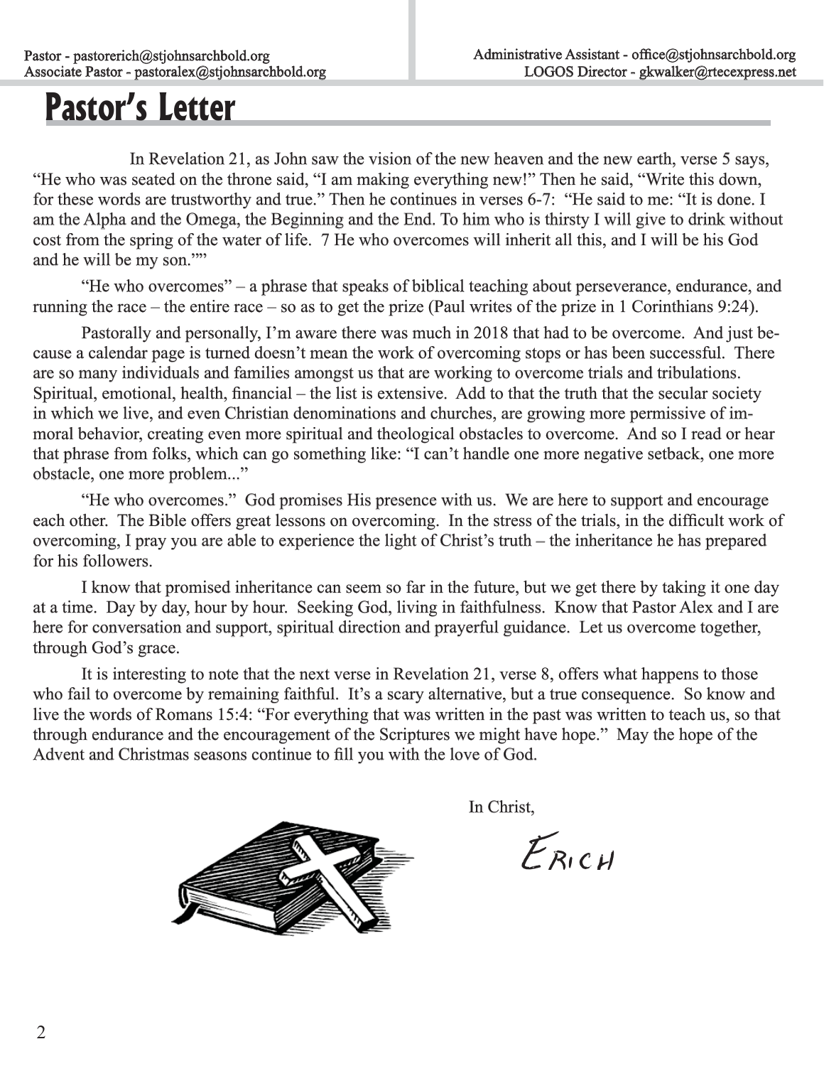Pastor - pastorerich@stjohnsarchbold.org
Associate Pastor - pastoralex@stjohnsarchbold.org

Administrative Assistant - office@stjohnsarchbold.org
LOGOS Director - gkwalker@rtecexpress.net

# Pastor's Letter

In Revelation 21, as John saw the vision of the new heaven and the new earth, verse 5 says, "He who was seated on the throne said, "I am making everything new!" Then he said, "Write this down, for these words are trustworthy and true." Then he continues in verses 6-7: "He said to me: "It is done. I am the Alpha and the Omega, the Beginning and the End. To him who is thirsty I will give to drink without cost from the spring of the water of life. 7 He who overcomes will inherit all this, and I will be his God and he will be my son.""

"He who overcomes" – a phrase that speaks of biblical teaching about perseverance, endurance, and running the race – the entire race – so as to get the prize (Paul writes of the prize in 1 Corinthians 9:24).

Pastorally and personally, I'm aware there was much in 2018 that had to be overcome. And just because a calendar page is turned doesn't mean the work of overcoming stops or has been successful. There are so many individuals and families amongst us that are working to overcome trials and tribulations. Spiritual, emotional, health, financial – the list is extensive. Add to that the truth that the secular society in which we live, and even Christian denominations and churches, are growing more permissive of immoral behavior, creating even more spiritual and theological obstacles to overcome. And so I read or hear that phrase from folks, which can go something like: "I can't handle one more negative setback, one more obstacle, one more problem..."

"He who overcomes." God promises His presence with us. We are here to support and encourage each other. The Bible offers great lessons on overcoming. In the stress of the trials, in the difficult work of overcoming, I pray you are able to experience the light of Christ's truth – the inheritance he has prepared for his followers.

I know that promised inheritance can seem so far in the future, but we get there by taking it one day at a time. Day by day, hour by hour. Seeking God, living in faithfulness. Know that Pastor Alex and I are here for conversation and support, spiritual direction and prayerful guidance. Let us overcome together, through God's grace.

It is interesting to note that the next verse in Revelation 21, verse 8, offers what happens to those who fail to overcome by remaining faithful. It's a scary alternative, but a true consequence. So know and live the words of Romans 15:4: "For everything that was written in the past was written to teach us, so that through endurance and the encouragement of the Scriptures we might have hope." May the hope of the Advent and Christmas seasons continue to fill you with the love of God.

In Christ,

Erich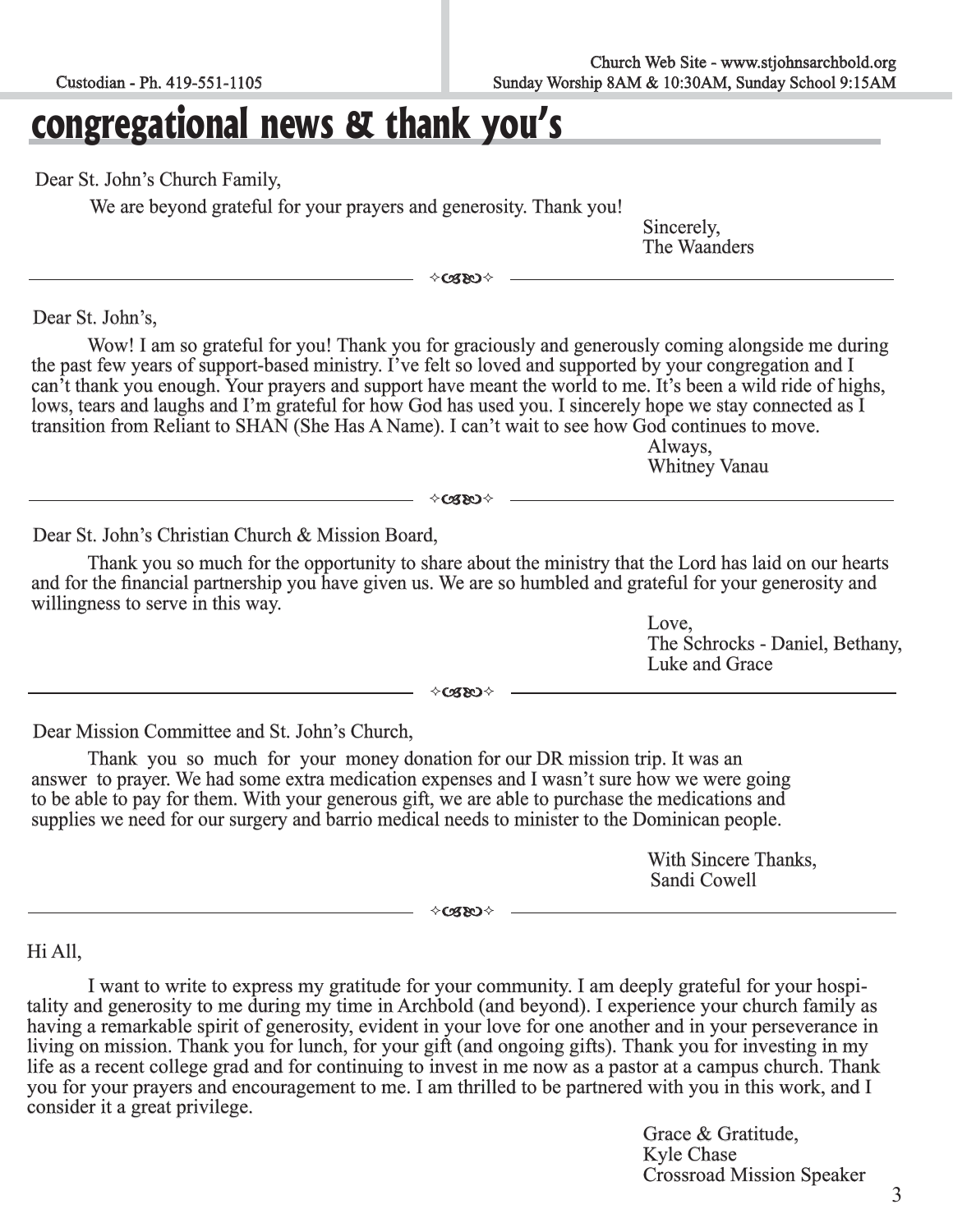# congregational news & thank you's

Dear St. John's Church Family,

We are beyond grateful for your prayers and generosity. Thank you!

Sincerely,
The Waanders

---

Dear St. John's,

Wow! I am so grateful for you! Thank you for graciously and generously coming alongside me during the past few years of support-based ministry. I've felt so loved and supported by your congregation and I can't thank you enough. Your prayers and support have meant the world to me. It's been a wild ride of highs, lows, tears and laughs and I'm grateful for how God has used you. I sincerely hope we stay connected as I transition from Reliant to SHAN (She Has A Name). I can't wait to see how God continues to move.

Always,
Whitney Vanau

---

Dear St. John's Christian Church & Mission Board,

Thank you so much for the opportunity to share about the ministry that the Lord has laid on our hearts and for the financial partnership you have given us. We are so humbled and grateful for your generosity and willingness to serve in this way.

Love,
The Schrocks - Daniel, Bethany, Luke and Grace

---

Dear Mission Committee and St. John's Church,

Thank you so much for your money donation for our DR mission trip. It was an answer to prayer. We had some extra medication expenses and I wasn't sure how we were going to be able to pay for them. With your generous gift, we are able to purchase the medications and supplies we need for our surgery and barrio medical needs to minister to the Dominican people.

With Sincere Thanks,
Sandi Cowell

---

Hi All,

I want to write to express my gratitude for your community. I am deeply grateful for your hospitality and generosity to me during my time in Archbold (and beyond). I experience your church family as having a remarkable spirit of generosity, evident in your love for one another and in your perseverance in living on mission. Thank you for lunch, for your gift (and ongoing gifts). Thank you for investing in my life as a recent college grad and for continuing to invest in me now as a pastor at a campus church. Thank you for your prayers and encouragement to me. I am thrilled to be partnered with you in this work, and I consider it a great privilege.

Grace & Gratitude,
Kyle Chase
Crossroad Mission Speaker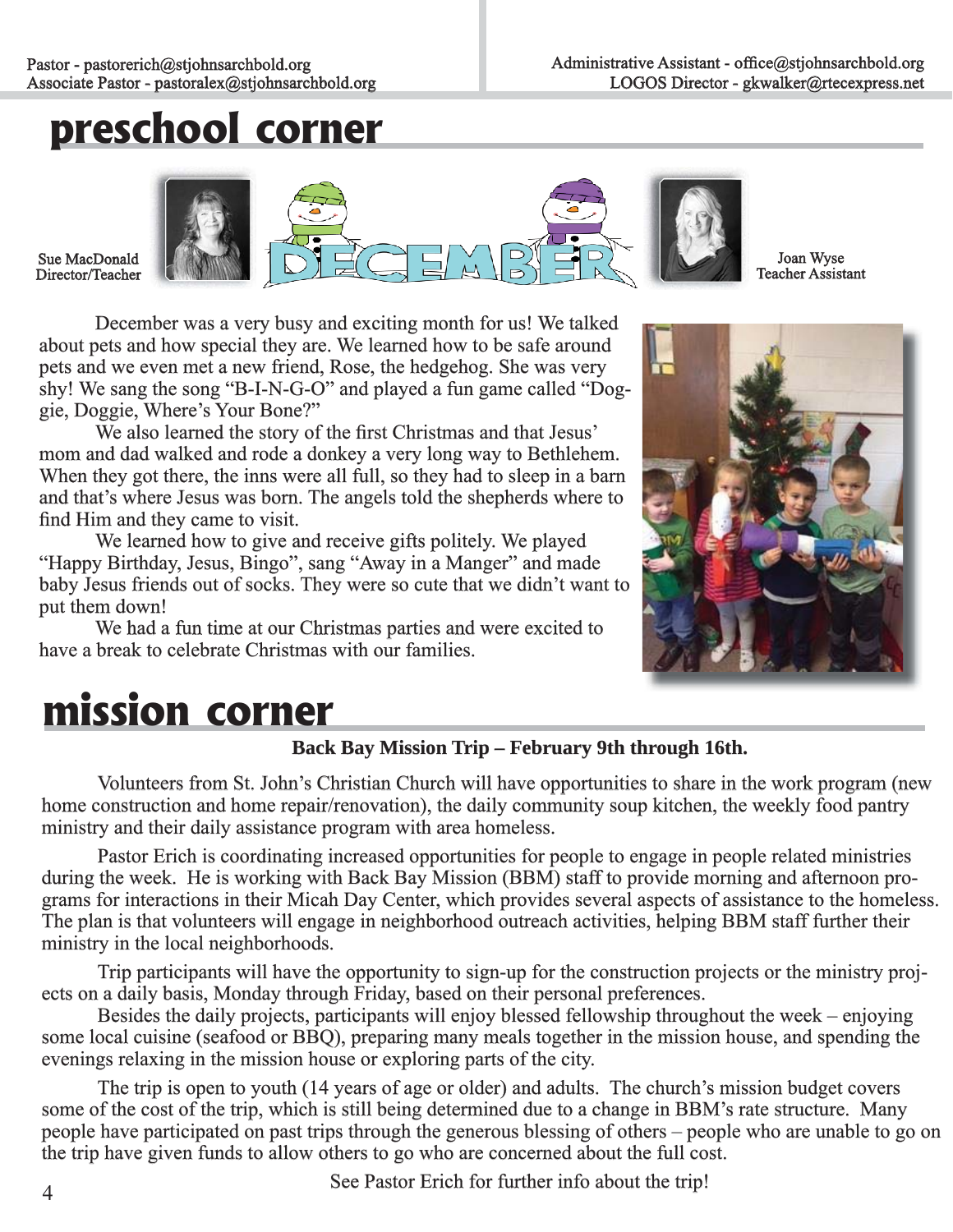Pastor - pastorerich@stjohnsarchbold.org
Associate Pastor - pastoralex@stjohnsarchbold.org

Administrative Assistant - office@stjohnsarchbold.org
LOGOS Director - gkwalker@rtecexpress.net

# preschool corner

Sue MacDonald
Director/Teacher

DECEMBER

Joan Wyse
Teacher Assistant

December was a very busy and exciting month for us! We talked about pets and how special they are. We learned how to be safe around pets and we even met a new friend, Rose, the hedgehog. She was very shy! We sang the song "B-I-N-G-O" and played a fun game called "Doggie, Doggie, Where's Your Bone?"

We also learned the story of the first Christmas and that Jesus' mom and dad walked and rode a donkey a very long way to Bethlehem. When they got there, the inns were all full, so they had to sleep in a barn and that's where Jesus was born. The angels told the shepherds where to find Him and they came to visit.

We learned how to give and receive gifts politely. We played "Happy Birthday, Jesus, Bingo", sang "Away in a Manger" and made baby Jesus friends out of socks. They were so cute that we didn't want to put them down!

We had a fun time at our Christmas parties and were excited to have a break to celebrate Christmas with our families.

# mission corner

**Back Bay Mission Trip – February 9th through 16th.**

Volunteers from St. John's Christian Church will have opportunities to share in the work program (new home construction and home repair/renovation), the daily community soup kitchen, the weekly food pantry ministry and their daily assistance program with area homeless.

Pastor Erich is coordinating increased opportunities for people to engage in people related ministries during the week. He is working with Back Bay Mission (BBM) staff to provide morning and afternoon programs for interactions in their Micah Day Center, which provides several aspects of assistance to the homeless. The plan is that volunteers will engage in neighborhood outreach activities, helping BBM staff further their ministry in the local neighborhoods.

Trip participants will have the opportunity to sign-up for the construction projects or the ministry projects on a daily basis, Monday through Friday, based on their personal preferences.

Besides the daily projects, participants will enjoy blessed fellowship throughout the week – enjoying some local cuisine (seafood or BBQ), preparing many meals together in the mission house, and spending the evenings relaxing in the mission house or exploring parts of the city.

The trip is open to youth (14 years of age or older) and adults. The church's mission budget covers some of the cost of the trip, which is still being determined due to a change in BBM's rate structure. Many people have participated on past trips through the generous blessing of others – people who are unable to go on the trip have given funds to allow others to go who are concerned about the full cost.

See Pastor Erich for further info about the trip!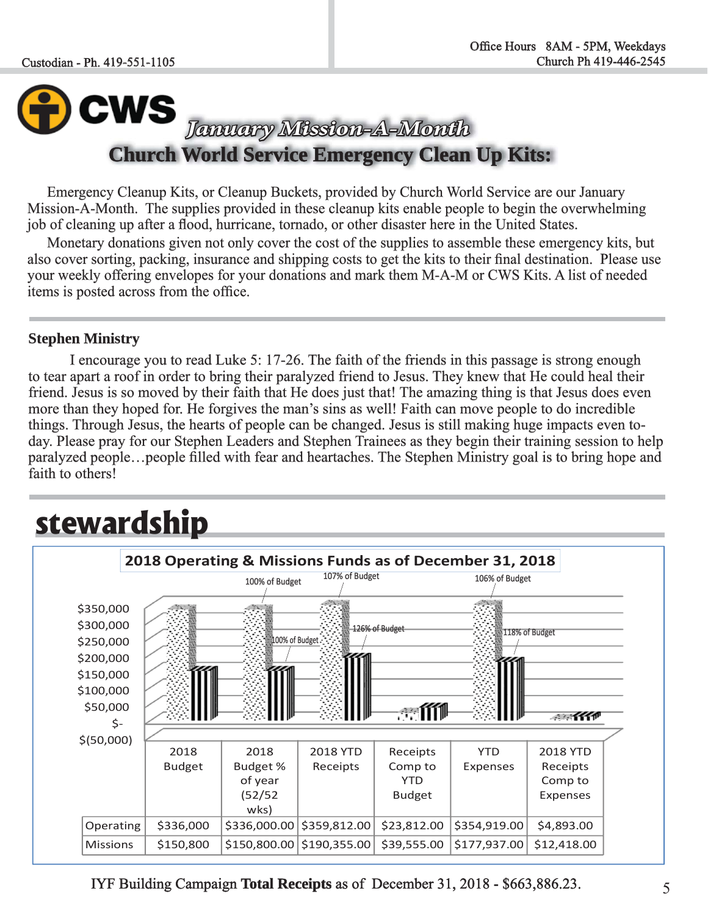Custodian - Ph. 419-551-1105

Office Hours 8AM - 5PM, Weekdays
Church Ph 419-446-2545

CWS

## January Mission-A-Month

## Church World Service Emergency Clean Up Kits:

Emergency Cleanup Kits, or Cleanup Buckets, provided by Church World Service are our January Mission-A-Month. The supplies provided in these cleanup kits enable people to begin the overwhelming job of cleaning up after a flood, hurricane, tornado, or other disaster here in the United States.

Monetary donations given not only cover the cost of the supplies to assemble these emergency kits, but also cover sorting, packing, insurance and shipping costs to get the kits to their final destination. Please use your weekly offering envelopes for your donations and mark them M-A-M or CWS Kits. A list of needed items is posted across from the office.

---

### Stephen Ministry

I encourage you to read Luke 5: 17-26. The faith of the friends in this passage is strong enough to tear apart a roof in order to bring their paralyzed friend to Jesus. They knew that He could heal their friend. Jesus is so moved by their faith that He does just that! The amazing thing is that Jesus does even more than they hoped for. He forgives the man's sins as well! Faith can move people to do incredible things. Through Jesus, the hearts of people can be changed. Jesus is still making huge impacts even today. Please pray for our Stephen Leaders and Stephen Trainees as they begin their training session to help paralyzed people…people filled with fear and heartaches. The Stephen Ministry goal is to bring hope and faith to others!

---

# stewardship

**2018 Operating & Missions Funds as of December 31, 2018**

Chart annotations: 100% of Budget; 100% of Budget; 107% of Budget; 126% of Budget; 106% of Budget; 118% of Budget

| | 2018 Budget | 2018 Budget % of year (52/52 wks) | 2018 YTD Receipts | Receipts Comp to YTD Budget | YTD Expenses | 2018 YTD Receipts Comp to Expenses |
|---|---|---|---|---|---|---|
| Operating | $336,000 | $336,000.00 | $359,812.00 | $23,812.00 | $354,919.00 | $4,893.00 |
| Missions | $150,800 | $150,800.00 | $190,355.00 | $39,555.00 | $177,937.00 | $12,418.00 |

IYF Building Campaign **Total Receipts** as of December 31, 2018 - $663,886.23.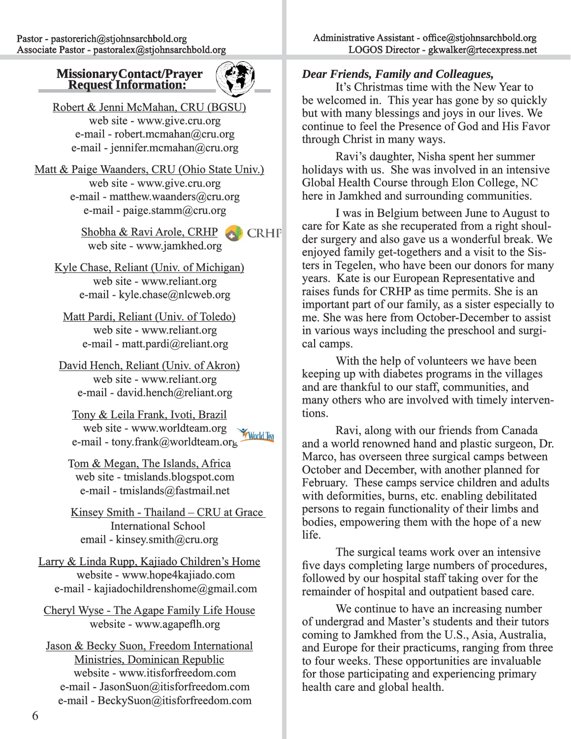Pastor - pastorerich@stjohnsarchbold.org
Associate Pastor - pastoralex@stjohnsarchbold.org

Administrative Assistant - office@stjohnsarchbold.org
LOGOS Director - gkwalker@rtecexpress.net

## Missionary Contact/Prayer Request Information:

Robert & Jenni McMahan, CRU (BGSU)
web site - www.give.cru.org
e-mail - robert.mcmahan@cru.org
e-mail - jennifer.mcmahan@cru.org

Matt & Paige Waanders, CRU (Ohio State Univ.)
web site - www.give.cru.org
e-mail - matthew.waanders@cru.org
e-mail - paige.stamm@cru.org

Shobha & Ravi Arole, CRHP
web site - www.jamkhed.org

Kyle Chase, Reliant (Univ. of Michigan)
web site - www.reliant.org
e-mail - kyle.chase@nlcweb.org

Matt Pardi, Reliant (Univ. of Toledo)
web site - www.reliant.org
e-mail - matt.pardi@reliant.org

David Hench, Reliant (Univ. of Akron)
web site - www.reliant.org
e-mail - david.hench@reliant.org

Tony & Leila Frank, Ivoti, Brazil
web site - www.worldteam.org
e-mail - tony.frank@worldteam.org

Tom & Megan, The Islands, Africa
web site - tmislands.blogspot.com
e-mail - tmislands@fastmail.net

Kinsey Smith - Thailand – CRU at Grace International School
email - kinsey.smith@cru.org

Larry & Linda Rupp, Kajiado Children's Home
website - www.hope4kajiado.com
e-mail - kajiadochildrenshome@gmail.com

Cheryl Wyse - The Agape Family Life House
website - www.agapeflh.org

Jason & Becky Suon, Freedom International Ministries, Dominican Republic
website - www.itisforfreedom.com
e-mail - JasonSuon@itisforfreedom.com
e-mail - BeckySuon@itisforfreedom.com

***Dear Friends, Family and Colleagues,***

It's Christmas time with the New Year to be welcomed in. This year has gone by so quickly but with many blessings and joys in our lives. We continue to feel the Presence of God and His Favor through Christ in many ways.

Ravi's daughter, Nisha spent her summer holidays with us. She was involved in an intensive Global Health Course through Elon College, NC here in Jamkhed and surrounding communities.

I was in Belgium between June to August to care for Kate as she recuperated from a right shoulder surgery and also gave us a wonderful break. We enjoyed family get-togethers and a visit to the Sisters in Tegelen, who have been our donors for many years. Kate is our European Representative and raises funds for CRHP as time permits. She is an important part of our family, as a sister especially to me. She was here from October-December to assist in various ways including the preschool and surgical camps.

With the help of volunteers we have been keeping up with diabetes programs in the villages and are thankful to our staff, communities, and many others who are involved with timely interventions.

Ravi, along with our friends from Canada and a world renowned hand and plastic surgeon, Dr. Marco, has overseen three surgical camps between October and December, with another planned for February. These camps service children and adults with deformities, burns, etc. enabling debilitated persons to regain functionality of their limbs and bodies, empowering them with the hope of a new life.

The surgical teams work over an intensive five days completing large numbers of procedures, followed by our hospital staff taking over for the remainder of hospital and outpatient based care.

We continue to have an increasing number of undergrad and Master's students and their tutors coming to Jamkhed from the U.S., Asia, Australia, and Europe for their practicums, ranging from three to four weeks. These opportunities are invaluable for those participating and experiencing primary health care and global health.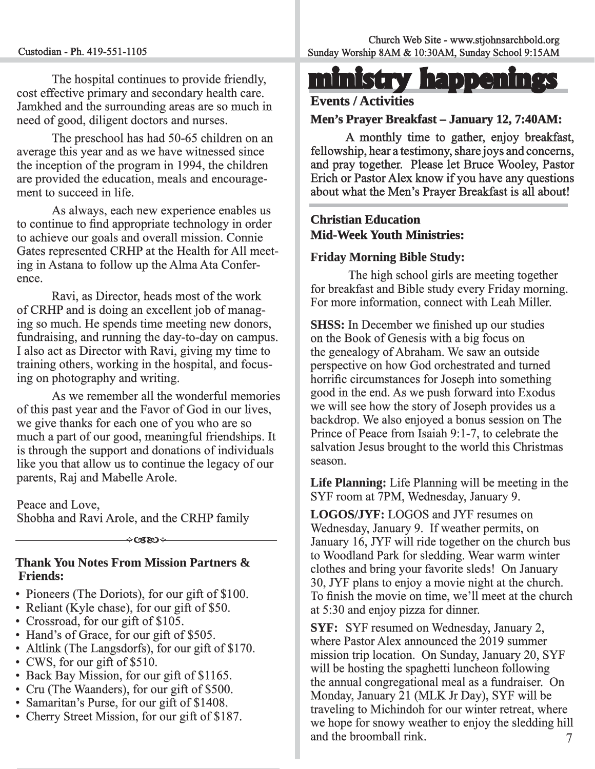The hospital continues to provide friendly, cost effective primary and secondary health care. Jamkhed and the surrounding areas are so much in need of good, diligent doctors and nurses.

The preschool has had 50-65 children on an average this year and as we have witnessed since the inception of the program in 1994, the children are provided the education, meals and encouragement to succeed in life.

As always, each new experience enables us to continue to find appropriate technology in order to achieve our goals and overall mission. Connie Gates represented CRHP at the Health for All meeting in Astana to follow up the Alma Ata Conference.

Ravi, as Director, heads most of the work of CRHP and is doing an excellent job of managing so much. He spends time meeting new donors, fundraising, and running the day-to-day on campus. I also act as Director with Ravi, giving my time to training others, working in the hospital, and focusing on photography and writing.

As we remember all the wonderful memories of this past year and the Favor of God in our lives, we give thanks for each one of you who are so much a part of our good, meaningful friendships. It is through the support and donations of individuals like you that allow us to continue the legacy of our parents, Raj and Mabelle Arole.

Peace and Love,
Shobha and Ravi Arole, and the CRHP family

---

### Thank You Notes From Mission Partners & Friends:

- Pioneers (The Doriots), for our gift of $100.
- Reliant (Kyle chase), for our gift of $50.
- Crossroad, for our gift of $105.
- Hand's of Grace, for our gift of $505.
- Altlink (The Langsdorfs), for our gift of $170.
- CWS, for our gift of $510.
- Back Bay Mission, for our gift of $1165.
- Cru (The Waanders), for our gift of $500.
- Samaritan's Purse, for our gift of $1408.
- Cherry Street Mission, for our gift of $187.

# ministry happenings

## Events / Activities

### Men's Prayer Breakfast – January 12, 7:40AM:

A monthly time to gather, enjoy breakfast, fellowship, hear a testimony, share joys and concerns, and pray together. Please let Bruce Wooley, Pastor Erich or Pastor Alex know if you have any questions about what the Men's Prayer Breakfast is all about!

## Christian Education

## Mid-Week Youth Ministries:

### Friday Morning Bible Study:

The high school girls are meeting together for breakfast and Bible study every Friday morning. For more information, connect with Leah Miller.

**SHSS:** In December we finished up our studies on the Book of Genesis with a big focus on the genealogy of Abraham. We saw an outside perspective on how God orchestrated and turned horrific circumstances for Joseph into something good in the end. As we push forward into Exodus we will see how the story of Joseph provides us a backdrop. We also enjoyed a bonus session on The Prince of Peace from Isaiah 9:1-7, to celebrate the salvation Jesus brought to the world this Christmas season.

**Life Planning:** Life Planning will be meeting in the SYF room at 7PM, Wednesday, January 9.

**LOGOS/JYF:** LOGOS and JYF resumes on Wednesday, January 9. If weather permits, on January 16, JYF will ride together on the church bus to Woodland Park for sledding. Wear warm winter clothes and bring your favorite sleds! On January 30, JYF plans to enjoy a movie night at the church. To finish the movie on time, we'll meet at the church at 5:30 and enjoy pizza for dinner.

**SYF:** SYF resumed on Wednesday, January 2, where Pastor Alex announced the 2019 summer mission trip location. On Sunday, January 20, SYF will be hosting the spaghetti luncheon following the annual congregational meal as a fundraiser. On Monday, January 21 (MLK Jr Day), SYF will be traveling to Michindoh for our winter retreat, where we hope for snowy weather to enjoy the sledding hill and the broomball rink.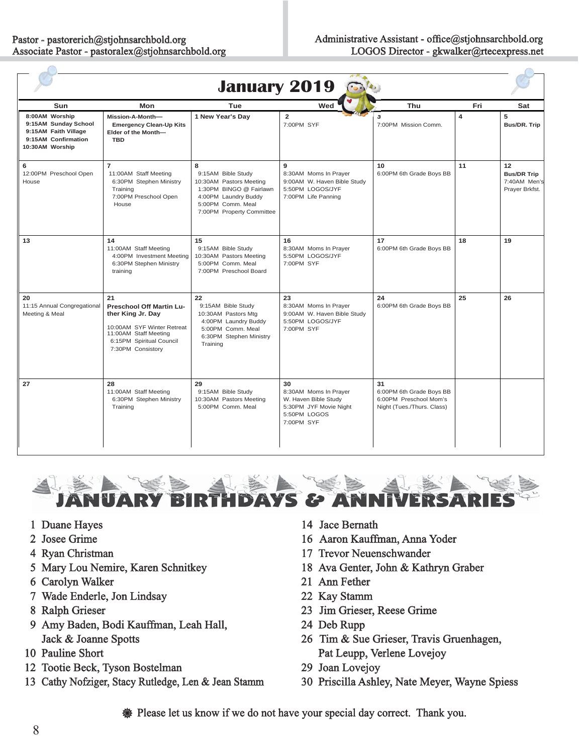Pastor - pastorerich@stjohnsarchbold.org
Associate Pastor - pastoralex@stjohnsarchbold.org

Administrative Assistant - office@stjohnsarchbold.org
LOGOS Director - gkwalker@rtecexpress.net

# January 2019

| Sun | Mon | Tue | Wed | Thu | Fri | Sat |
|---|---|---|---|---|---|---|
| **8:00AM Worship**<br>**9:15AM Sunday School**<br>**9:15AM Faith Village**<br>**9:15AM Confirmation**<br>**10:30AM Worship** | **Mission-A-Month— Emergency Clean-Up Kits**<br>**Elder of the Month— TBD** | **1 New Year's Day** | **2**<br>7:00PM SYF | **3**<br>7:00PM Mission Comm. | **4** | **5**<br>**Bus/DR. Trip** |
| **6**<br>12:00PM Preschool Open House | **7**<br>11:00AM Staff Meeting<br>6:30PM Stephen Ministry Training<br>7:00PM Preschool Open House | **8**<br>9:15AM Bible Study<br>10:30AM Pastors Meeting<br>1:30PM BINGO @ Fairlawn<br>4:00PM Laundry Buddy<br>5:00PM Comm. Meal<br>7:00PM Property Committee | **9**<br>8:30AM Moms In Prayer<br>9:00AM W. Haven Bible Study<br>5:50PM LOGOS/JYF<br>7:00PM Life Panning | **10**<br>6:00PM 6th Grade Boys BB | **11** | **12**<br>**Bus/DR Trip**<br>7:40AM Men's Prayer Brkfst. |
| **13** | **14**<br>11:00AM Staff Meeting<br>4:00PM Investment Meeting<br>6:30PM Stephen Ministry training | **15**<br>9:15AM Bible Study<br>10:30AM Pastors Meeting<br>5:00PM Comm. Meal<br>7:00PM Preschool Board | **16**<br>8:30AM Moms In Prayer<br>5:50PM LOGOS/JYF<br>7:00PM SYF | **17**<br>6:00PM 6th Grade Boys BB | **18** | **19** |
| **20**<br>11:15 Annual Congregational Meeting & Meal | **21**<br>**Preschool Off Martin Luther King Jr. Day**<br>10:00AM SYF Winter Retreat<br>11:00AM Staff Meeting<br>6:15PM Spiritual Council<br>7:30PM Consistory | **22**<br>9:15AM Bible Study<br>10:30AM Pastors Mtg<br>4:00PM Laundry Buddy<br>5:00PM Comm. Meal<br>6:30PM Stephen Ministry Training | **23**<br>8:30AM Moms In Prayer<br>9:00AM W. Haven Bible Study<br>5:50PM LOGOS/JYF<br>7:00PM SYF | **24**<br>6:00PM 6th Grade Boys BB | **25** | **26** |
| **27** | **28**<br>11:00AM Staff Meeting<br>6:30PM Stephen Ministry Training | **29**<br>9:15AM Bible Study<br>10:30AM Pastors Meeting<br>5:00PM Comm. Meal | **30**<br>8:30AM Moms In Prayer<br>W. Haven Bible Study<br>5:30PM JYF Movie Night<br>5:50PM LOGOS<br>7:00PM SYF | **31**<br>6:00PM 6th Grade Boys BB<br>6:00PM Preschool Mom's Night (Tues./Thurs. Class) | | |

# JANUARY BIRTHDAYS & ANNIVERSARIES

1 Duane Hayes
2 Josee Grime
4 Ryan Christman
5 Mary Lou Nemire, Karen Schnitkey
6 Carolyn Walker
7 Wade Enderle, Jon Lindsay
8 Ralph Grieser
9 Amy Baden, Bodi Kauffman, Leah Hall, Jack & Joanne Spotts
10 Pauline Short
12 Tootie Beck, Tyson Bostelman
13 Cathy Nofziger, Stacy Rutledge, Len & Jean Stamm
14 Jace Bernath
16 Aaron Kauffman, Anna Yoder
17 Trevor Neuenschwander
18 Ava Genter, John & Kathryn Graber
21 Ann Fether
22 Kay Stamm
23 Jim Grieser, Reese Grime
24 Deb Rupp
26 Tim & Sue Grieser, Travis Gruenhagen, Pat Leupp, Verlene Lovejoy
29 Joan Lovejoy
30 Priscilla Ashley, Nate Meyer, Wayne Spiess

❋ Please let us know if we do not have your special day correct. Thank you.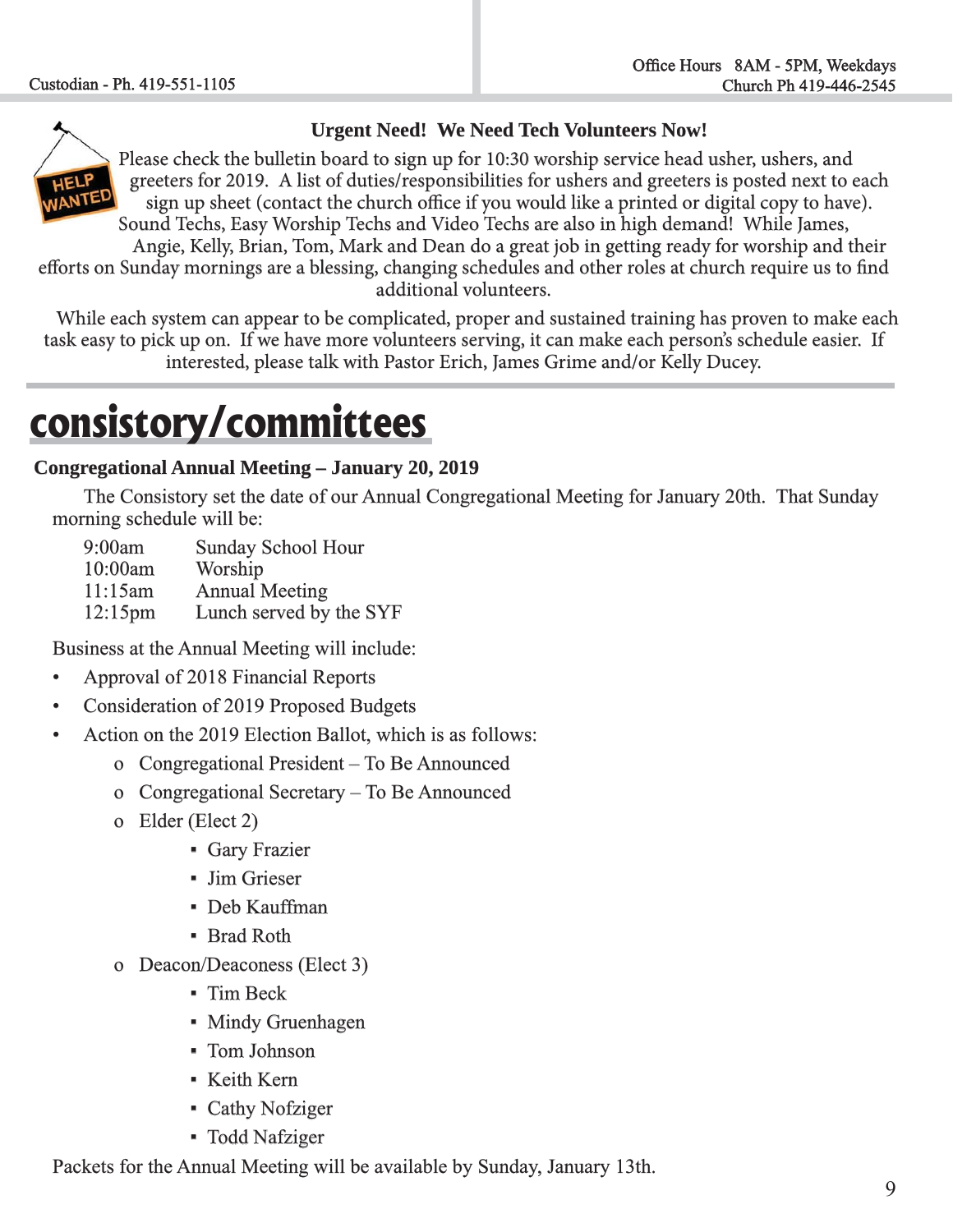## Urgent Need! We Need Tech Volunteers Now!

Please check the bulletin board to sign up for 10:30 worship service head usher, ushers, and greeters for 2019. A list of duties/responsibilities for ushers and greeters is posted next to each sign up sheet (contact the church office if you would like a printed or digital copy to have). Sound Techs, Easy Worship Techs and Video Techs are also in high demand! While James, Angie, Kelly, Brian, Tom, Mark and Dean do a great job in getting ready for worship and their efforts on Sunday mornings are a blessing, changing schedules and other roles at church require us to find additional volunteers.

While each system can appear to be complicated, proper and sustained training has proven to make each task easy to pick up on. If we have more volunteers serving, it can make each person's schedule easier. If interested, please talk with Pastor Erich, James Grime and/or Kelly Ducey.

# consistory/committees

**Congregational Annual Meeting – January 20, 2019**

The Consistory set the date of our Annual Congregational Meeting for January 20th. That Sunday morning schedule will be:

| | |
|---|---|
| 9:00am | Sunday School Hour |
| 10:00am | Worship |
| 11:15am | Annual Meeting |
| 12:15pm | Lunch served by the SYF |

Business at the Annual Meeting will include:

- Approval of 2018 Financial Reports
- Consideration of 2019 Proposed Budgets
- Action on the 2019 Election Ballot, which is as follows:
  - Congregational President – To Be Announced
  - Congregational Secretary – To Be Announced
  - Elder (Elect 2)
    - Gary Frazier
    - Jim Grieser
    - Deb Kauffman
    - Brad Roth
  - Deacon/Deaconess (Elect 3)
    - Tim Beck
    - Mindy Gruenhagen
    - Tom Johnson
    - Keith Kern
    - Cathy Nofziger
    - Todd Nafziger

Packets for the Annual Meeting will be available by Sunday, January 13th.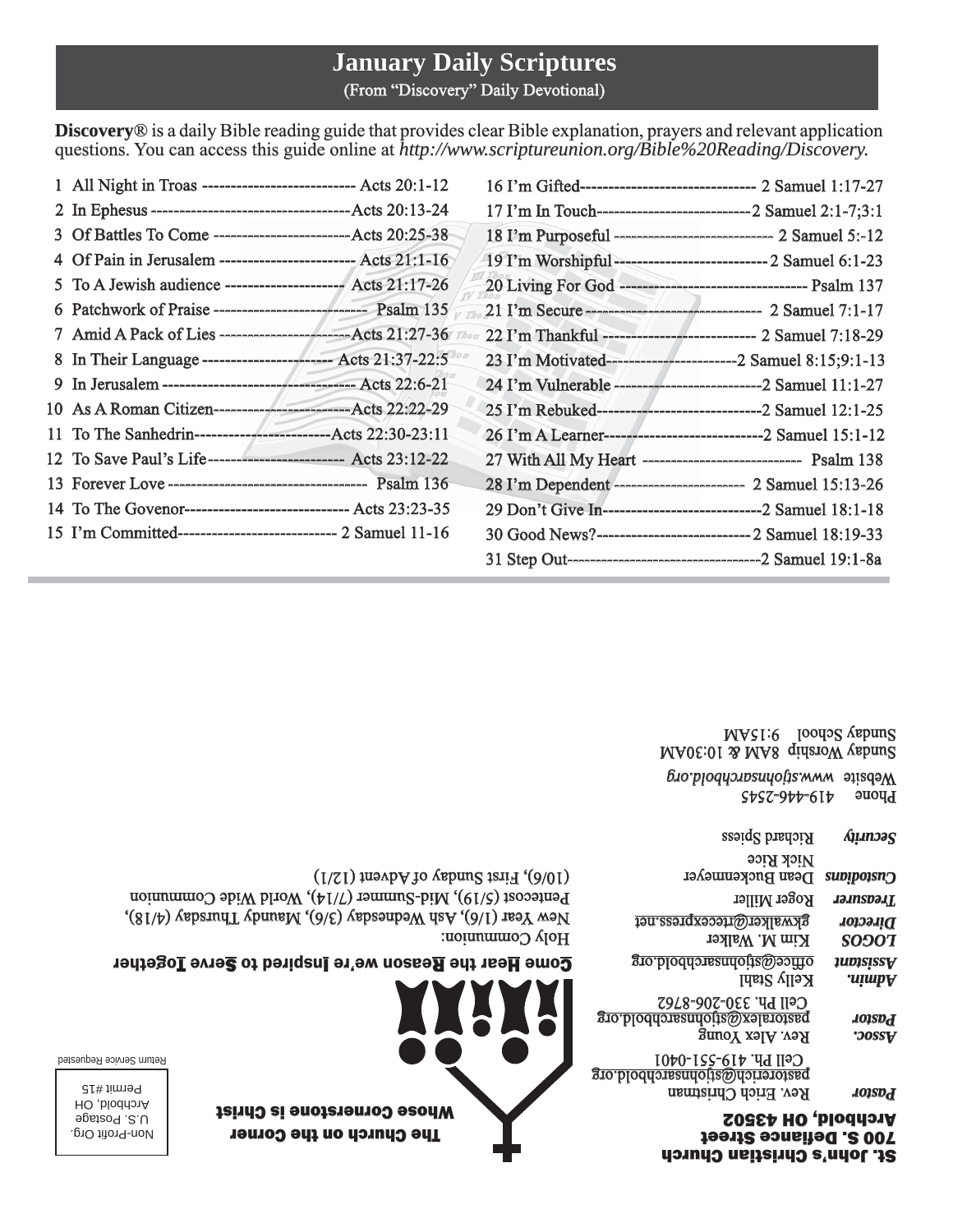# January Daily Scriptures

(From "Discovery" Daily Devotional)

**Discovery**® is a daily Bible reading guide that provides clear Bible explanation, prayers and relevant application questions. You can access this guide online at *http://www.scriptureunion.org/Bible%20Reading/Discovery.*

1 All Night in Troas --------------------------- Acts 20:1-12
2 In Ephesus -----------------------------------Acts 20:13-24
3 Of Battles To Come ------------------------Acts 20:25-38
4 Of Pain in Jerusalem ------------------------ Acts 21:1-16
5 To A Jewish audience --------------------- Acts 21:17-26
6 Patchwork of Praise ---------------------------- Psalm 135
7 Amid A Pack of Lies -----------------------Acts 21:27-36
8 In Their Language ----------------------- Acts 21:37-22:5
9 In Jerusalem ---------------------------------- Acts 22:6-21
10 As A Roman Citizen------------------------Acts 22:22-29
11 To The Sanhedrin------------------------Acts 22:30-23:11
12 To Save Paul's Life------------------------- Acts 23:12-22
13 Forever Love ------------------------------------ Psalm 136
14 To The Govenor----------------------------- Acts 23:23-35
15 I'm Committed---------------------------- 2 Samuel 11-16
16 I'm Gifted------------------------------- 2 Samuel 1:17-27
17 I'm In Touch---------------------------2 Samuel 2:1-7;3:1
18 I'm Purposeful ---------------------------- 2 Samuel 5:-12
19 I'm Worshipful --------------------------- 2 Samuel 6:1-23
20 Living For God --------------------------------- Psalm 137
21 I'm Secure -------------------------------- 2 Samuel 7:1-17
22 I'm Thankful -------------------------- 2 Samuel 7:18-29
23 I'm Motivated----------------------2 Samuel 8:15;9:1-13
24 I'm Vulnerable --------------------------2 Samuel 11:1-27
25 I'm Rebuked----------------------------2 Samuel 12:1-25
26 I'm A Learner---------------------------2 Samuel 15:1-12
27 With All My Heart ----------------------------- Psalm 138
28 I'm Dependent ------------------------ 2 Samuel 15:13-26
29 Don't Give In----------------------------2 Samuel 18:1-18
30 Good News?---------------------------2 Samuel 18:19-33
31 Step Out-----------------------------------2 Samuel 19:1-8a

---

**St. John's Christian Church**
**700 S. Defiance Street**
**Archbold, OH 43502**

***Pastor*** Rev. Erich Christman
pastorerich@stjohnsarchbold.org
Cell Ph. 419-551-0401

***Assoc. Pastor*** Rev. Alex Young
pastoralex@stjohnsarchbold.org
Cell Ph. 330-206-8762

***Admin. Assistant*** Kelly Stahl
office@stjohnsarchbold.org

***LOGOS Director*** Kim M. Walker
gkwalker@tecexpress.net

***Treasurer*** Roger Miller

***Custodians*** Dean Buckenmeyer
Nick Rice

***Security*** Richard Spiess

Phone 419-446-2545
Website *www.stjohnsarchbold.org*
Sunday Worship 8AM & 10:30AM
Sunday School 9:15AM

**The Church on the Corner**
**Whose Cornerstone is Christ**

**Come Hear the Reason we're Inspired to Serve Together**

Holy Communion:
New Year (1/6), Ash Wednesday (3/6), Maundy Thursday (4/18), Pentecost (5/19), Mid-Summer (7/14), World Wide Communion (10/6), First Sunday of Advent (12/1)

Non-Profit Org.
U.S. Postage
Archbold, OH
Permit #15

Return Service Requested